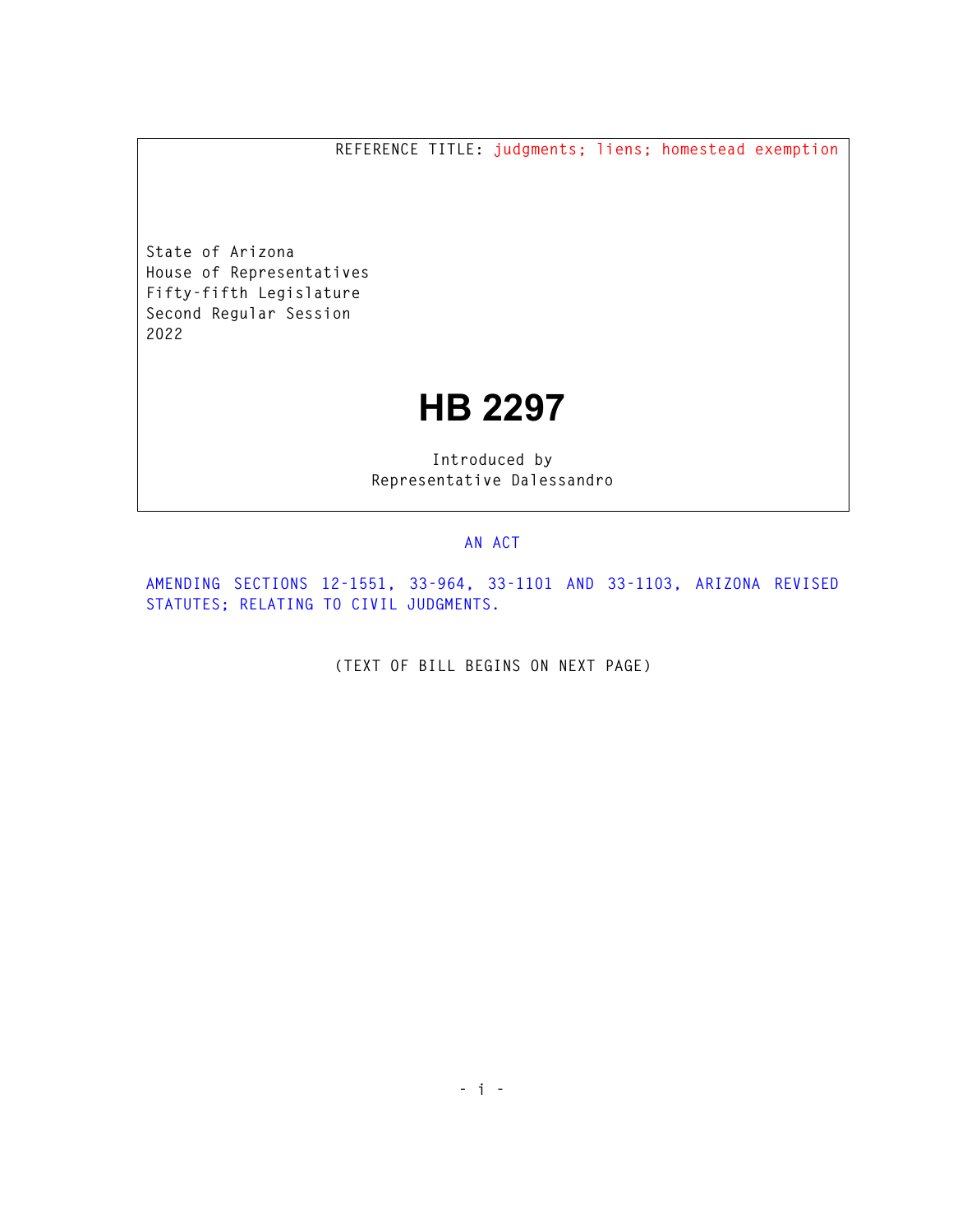REFERENCE TITLE: judgments; liens; homestead exemption

State of Arizona
House of Representatives
Fifty-fifth Legislature
Second Regular Session
2022

# HB 2297

Introduced by
Representative Dalessandro

AN ACT

AMENDING SECTIONS 12-1551, 33-964, 33-1101 AND 33-1103, ARIZONA REVISED STATUTES; RELATING TO CIVIL JUDGMENTS.

(TEXT OF BILL BEGINS ON NEXT PAGE)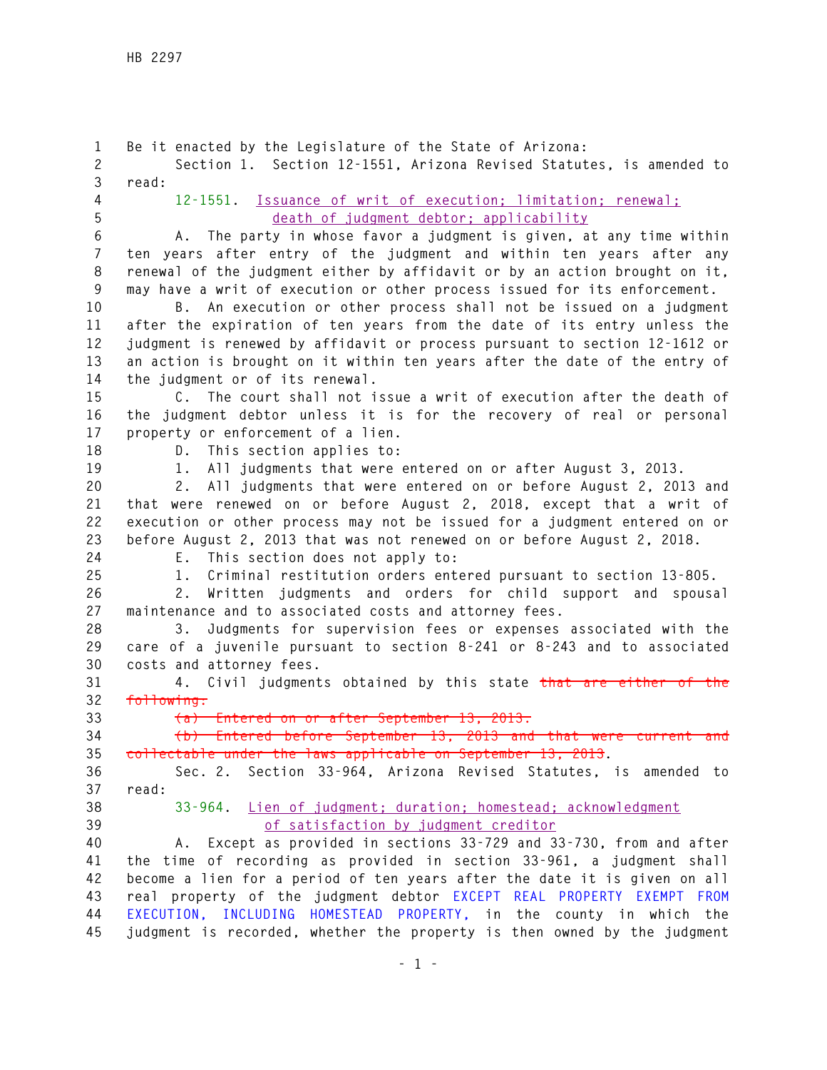Be it enacted by the Legislature of the State of Arizona:

Section 1. Section 12-1551, Arizona Revised Statutes, is amended to read:

12-1551. Issuance of writ of execution; limitation; renewal; death of judgment debtor; applicability

A. The party in whose favor a judgment is given, at any time within ten years after entry of the judgment and within ten years after any renewal of the judgment either by affidavit or by an action brought on it, may have a writ of execution or other process issued for its enforcement.

B. An execution or other process shall not be issued on a judgment after the expiration of ten years from the date of its entry unless the judgment is renewed by affidavit or process pursuant to section 12-1612 or an action is brought on it within ten years after the date of the entry of the judgment or of its renewal.

C. The court shall not issue a writ of execution after the death of the judgment debtor unless it is for the recovery of real or personal property or enforcement of a lien.

D. This section applies to:

1. All judgments that were entered on or after August 3, 2013.

2. All judgments that were entered on or before August 2, 2013 and that were renewed on or before August 2, 2018, except that a writ of execution or other process may not be issued for a judgment entered on or before August 2, 2013 that was not renewed on or before August 2, 2018.

E. This section does not apply to:

1. Criminal restitution orders entered pursuant to section 13-805.

2. Written judgments and orders for child support and spousal maintenance and to associated costs and attorney fees.

3. Judgments for supervision fees or expenses associated with the care of a juvenile pursuant to section 8-241 or 8-243 and to associated costs and attorney fees.

4. Civil judgments obtained by this state ~~that are either of the following:~~

~~(a) Entered on or after September 13, 2013.~~

~~(b) Entered before September 13, 2013 and that were current and collectable under the laws applicable on September 13, 2013~~.

Sec. 2. Section 33-964, Arizona Revised Statutes, is amended to read:

33-964. Lien of judgment; duration; homestead; acknowledgment of satisfaction by judgment creditor

A. Except as provided in sections 33-729 and 33-730, from and after the time of recording as provided in section 33-961, a judgment shall become a lien for a period of ten years after the date it is given on all real property of the judgment debtor EXCEPT REAL PROPERTY EXEMPT FROM EXECUTION, INCLUDING HOMESTEAD PROPERTY, in the county in which the judgment is recorded, whether the property is then owned by the judgment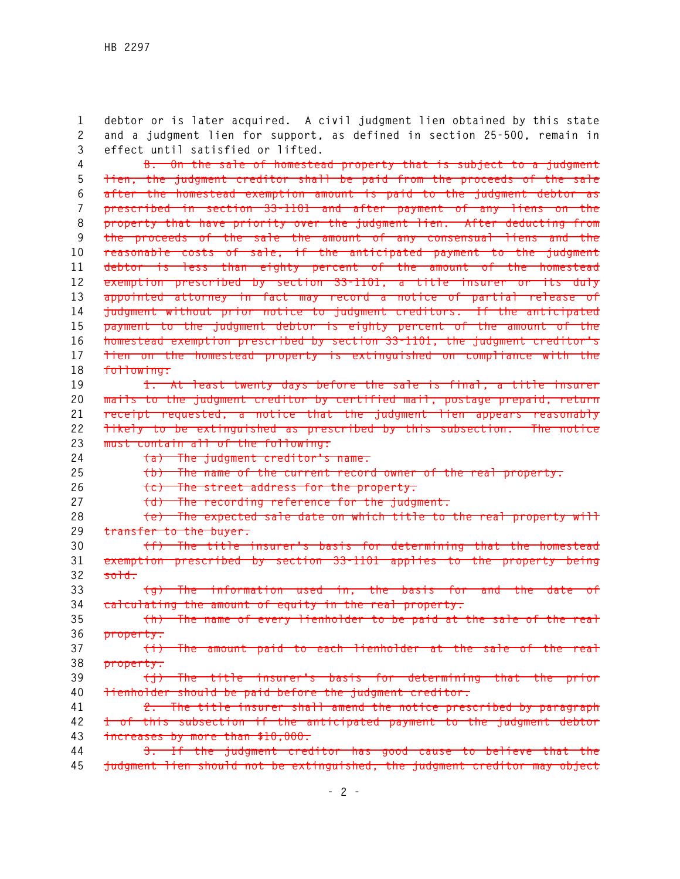debtor or is later acquired. A civil judgment lien obtained by this state and a judgment lien for support, as defined in section 25-500, remain in effect until satisfied or lifted.

~~B. On the sale of homestead property that is subject to a judgment lien, the judgment creditor shall be paid from the proceeds of the sale after the homestead exemption amount is paid to the judgment debtor as prescribed in section 33-1101 and after payment of any liens on the property that have priority over the judgment lien. After deducting from the proceeds of the sale the amount of any consensual liens and the reasonable costs of sale, if the anticipated payment to the judgment debtor is less than eighty percent of the amount of the homestead exemption prescribed by section 33-1101, a title insurer or its duly appointed attorney in fact may record a notice of partial release of judgment without prior notice to judgment creditors. If the anticipated payment to the judgment debtor is eighty percent of the amount of the homestead exemption prescribed by section 33-1101, the judgment creditor's lien on the homestead property is extinguished on compliance with the following:~~

~~1. At least twenty days before the sale is final, a title insurer mails to the judgment creditor by certified mail, postage prepaid, return receipt requested, a notice that the judgment lien appears reasonably likely to be extinguished as prescribed by this subsection. The notice must contain all of the following:~~

~~(a) The judgment creditor's name.~~

~~(b) The name of the current record owner of the real property.~~

~~(c) The street address for the property.~~

~~(d) The recording reference for the judgment.~~

~~(e) The expected sale date on which title to the real property will transfer to the buyer.~~

~~(f) The title insurer's basis for determining that the homestead exemption prescribed by section 33-1101 applies to the property being sold.~~

~~(g) The information used in, the basis for and the date of calculating the amount of equity in the real property.~~

~~(h) The name of every lienholder to be paid at the sale of the real property.~~

~~(i) The amount paid to each lienholder at the sale of the real property.~~

~~(j) The title insurer's basis for determining that the prior lienholder should be paid before the judgment creditor.~~

~~2. The title insurer shall amend the notice prescribed by paragraph 1 of this subsection if the anticipated payment to the judgment debtor increases by more than $10,000.~~

~~3. If the judgment creditor has good cause to believe that the judgment lien should not be extinguished, the judgment creditor may object~~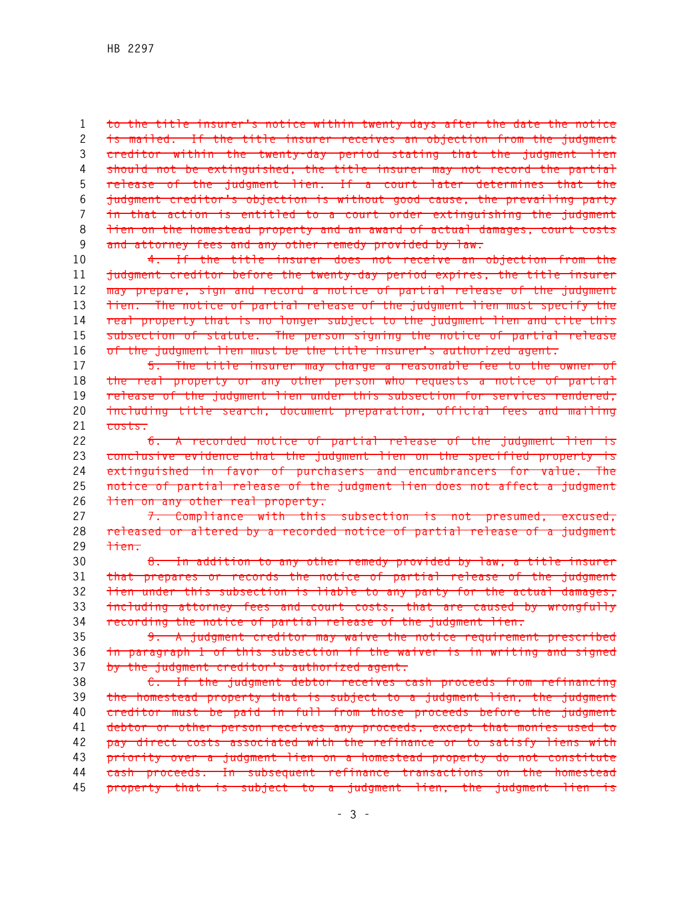~~to the title insurer's notice within twenty days after the date the notice is mailed. If the title insurer receives an objection from the judgment creditor within the twenty-day period stating that the judgment lien should not be extinguished, the title insurer may not record the partial release of the judgment lien. If a court later determines that the judgment creditor's objection is without good cause, the prevailing party in that action is entitled to a court order extinguishing the judgment lien on the homestead property and an award of actual damages, court costs and attorney fees and any other remedy provided by law.~~

~~4. If the title insurer does not receive an objection from the judgment creditor before the twenty-day period expires, the title insurer may prepare, sign and record a notice of partial release of the judgment lien. The notice of partial release of the judgment lien must specify the real property that is no longer subject to the judgment lien and cite this subsection of statute. The person signing the notice of partial release of the judgment lien must be the title insurer's authorized agent.~~

~~5. The title insurer may charge a reasonable fee to the owner of the real property or any other person who requests a notice of partial release of the judgment lien under this subsection for services rendered, including title search, document preparation, official fees and mailing costs.~~

~~6. A recorded notice of partial release of the judgment lien is conclusive evidence that the judgment lien on the specified property is extinguished in favor of purchasers and encumbrancers for value. The notice of partial release of the judgment lien does not affect a judgment lien on any other real property.~~

~~7. Compliance with this subsection is not presumed, excused, released or altered by a recorded notice of partial release of a judgment lien.~~

~~8. In addition to any other remedy provided by law, a title insurer that prepares or records the notice of partial release of the judgment lien under this subsection is liable to any party for the actual damages, including attorney fees and court costs, that are caused by wrongfully recording the notice of partial release of the judgment lien.~~

~~9. A judgment creditor may waive the notice requirement prescribed in paragraph 1 of this subsection if the waiver is in writing and signed by the judgment creditor's authorized agent.~~

~~C. If the judgment debtor receives cash proceeds from refinancing the homestead property that is subject to a judgment lien, the judgment creditor must be paid in full from those proceeds before the judgment debtor or other person receives any proceeds, except that monies used to pay direct costs associated with the refinance or to satisfy liens with priority over a judgment lien on a homestead property do not constitute cash proceeds. In subsequent refinance transactions on the homestead property that is subject to a judgment lien, the judgment lien is~~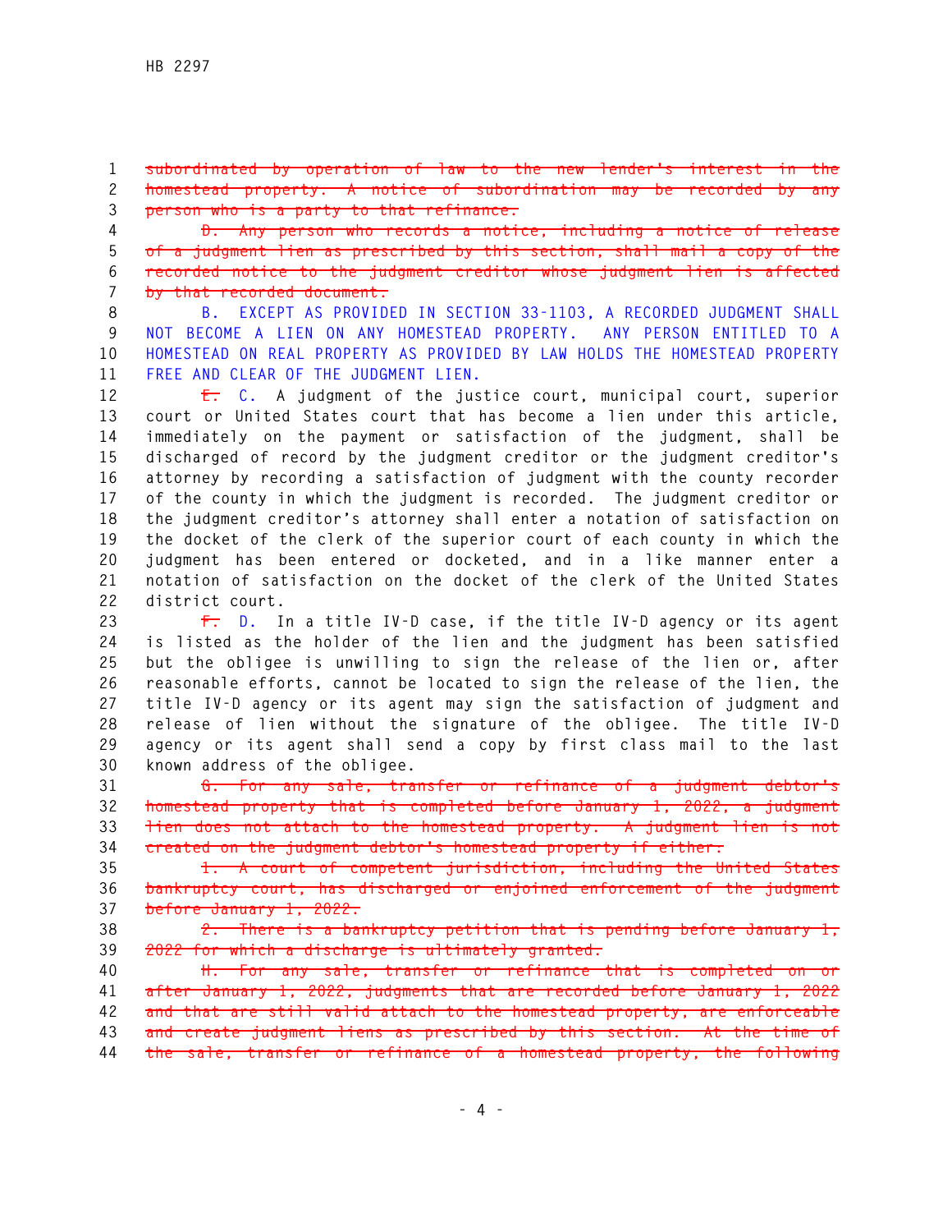~~subordinated by operation of law to the new lender's interest in the homestead property. A notice of subordination may be recorded by any person who is a party to that refinance.~~

~~D. Any person who records a notice, including a notice of release of a judgment lien as prescribed by this section, shall mail a copy of the recorded notice to the judgment creditor whose judgment lien is affected by that recorded document.~~

B. EXCEPT AS PROVIDED IN SECTION 33-1103, A RECORDED JUDGMENT SHALL NOT BECOME A LIEN ON ANY HOMESTEAD PROPERTY. ANY PERSON ENTITLED TO A HOMESTEAD ON REAL PROPERTY AS PROVIDED BY LAW HOLDS THE HOMESTEAD PROPERTY FREE AND CLEAR OF THE JUDGMENT LIEN.

~~E.~~ C. A judgment of the justice court, municipal court, superior court or United States court that has become a lien under this article, immediately on the payment or satisfaction of the judgment, shall be discharged of record by the judgment creditor or the judgment creditor's attorney by recording a satisfaction of judgment with the county recorder of the county in which the judgment is recorded. The judgment creditor or the judgment creditor's attorney shall enter a notation of satisfaction on the docket of the clerk of the superior court of each county in which the judgment has been entered or docketed, and in a like manner enter a notation of satisfaction on the docket of the clerk of the United States district court.

~~F.~~ D. In a title IV-D case, if the title IV-D agency or its agent is listed as the holder of the lien and the judgment has been satisfied but the obligee is unwilling to sign the release of the lien or, after reasonable efforts, cannot be located to sign the release of the lien, the title IV-D agency or its agent may sign the satisfaction of judgment and release of lien without the signature of the obligee. The title IV-D agency or its agent shall send a copy by first class mail to the last known address of the obligee.

~~G. For any sale, transfer or refinance of a judgment debtor's homestead property that is completed before January 1, 2022, a judgment lien does not attach to the homestead property. A judgment lien is not created on the judgment debtor's homestead property if either:~~

~~1. A court of competent jurisdiction, including the United States bankruptcy court, has discharged or enjoined enforcement of the judgment before January 1, 2022.~~

~~2. There is a bankruptcy petition that is pending before January 1, 2022 for which a discharge is ultimately granted.~~

~~H. For any sale, transfer or refinance that is completed on or after January 1, 2022, judgments that are recorded before January 1, 2022 and that are still valid attach to the homestead property, are enforceable and create judgment liens as prescribed by this section. At the time of the sale, transfer or refinance of a homestead property, the following~~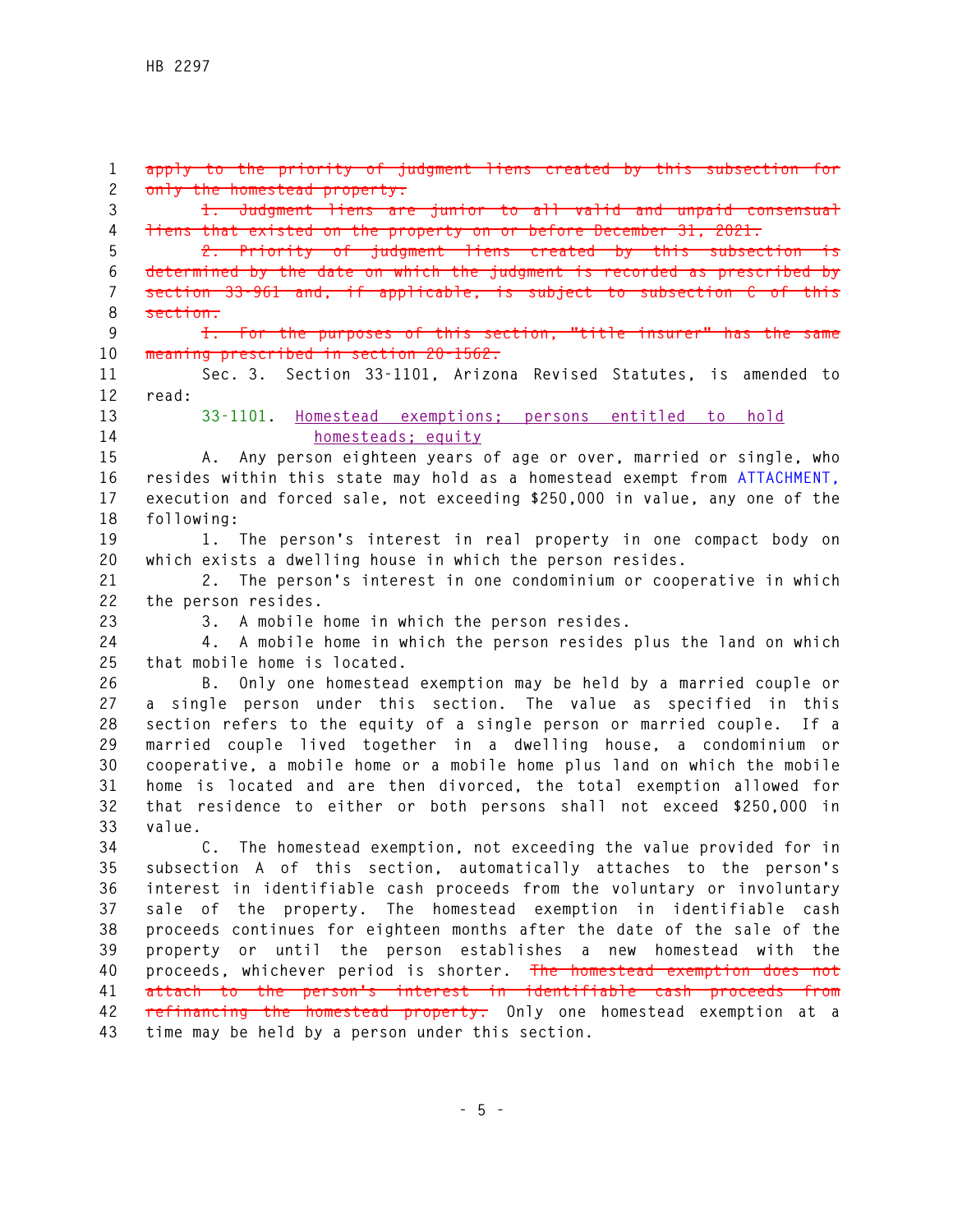~~apply to the priority of judgment liens created by this subsection for only the homestead property:~~

~~1. Judgment liens are junior to all valid and unpaid consensual liens that existed on the property on or before December 31, 2021.~~

~~2. Priority of judgment liens created by this subsection is determined by the date on which the judgment is recorded as prescribed by section 33-961 and, if applicable, is subject to subsection C of this section.~~

~~I. For the purposes of this section, "title insurer" has the same meaning prescribed in section 20-1562.~~

Sec. 3. Section 33-1101, Arizona Revised Statutes, is amended to read:

33-1101. Homestead exemptions; persons entitled to hold homesteads; equity

A. Any person eighteen years of age or over, married or single, who resides within this state may hold as a homestead exempt from ATTACHMENT, execution and forced sale, not exceeding $250,000 in value, any one of the following:

1. The person's interest in real property in one compact body on which exists a dwelling house in which the person resides.

2. The person's interest in one condominium or cooperative in which the person resides.

3. A mobile home in which the person resides.

4. A mobile home in which the person resides plus the land on which that mobile home is located.

B. Only one homestead exemption may be held by a married couple or a single person under this section. The value as specified in this section refers to the equity of a single person or married couple. If a married couple lived together in a dwelling house, a condominium or cooperative, a mobile home or a mobile home plus land on which the mobile home is located and are then divorced, the total exemption allowed for that residence to either or both persons shall not exceed $250,000 in value.

C. The homestead exemption, not exceeding the value provided for in subsection A of this section, automatically attaches to the person's interest in identifiable cash proceeds from the voluntary or involuntary sale of the property. The homestead exemption in identifiable cash proceeds continues for eighteen months after the date of the sale of the property or until the person establishes a new homestead with the proceeds, whichever period is shorter. ~~The homestead exemption does not attach to the person's interest in identifiable cash proceeds from refinancing the homestead property.~~ Only one homestead exemption at a time may be held by a person under this section.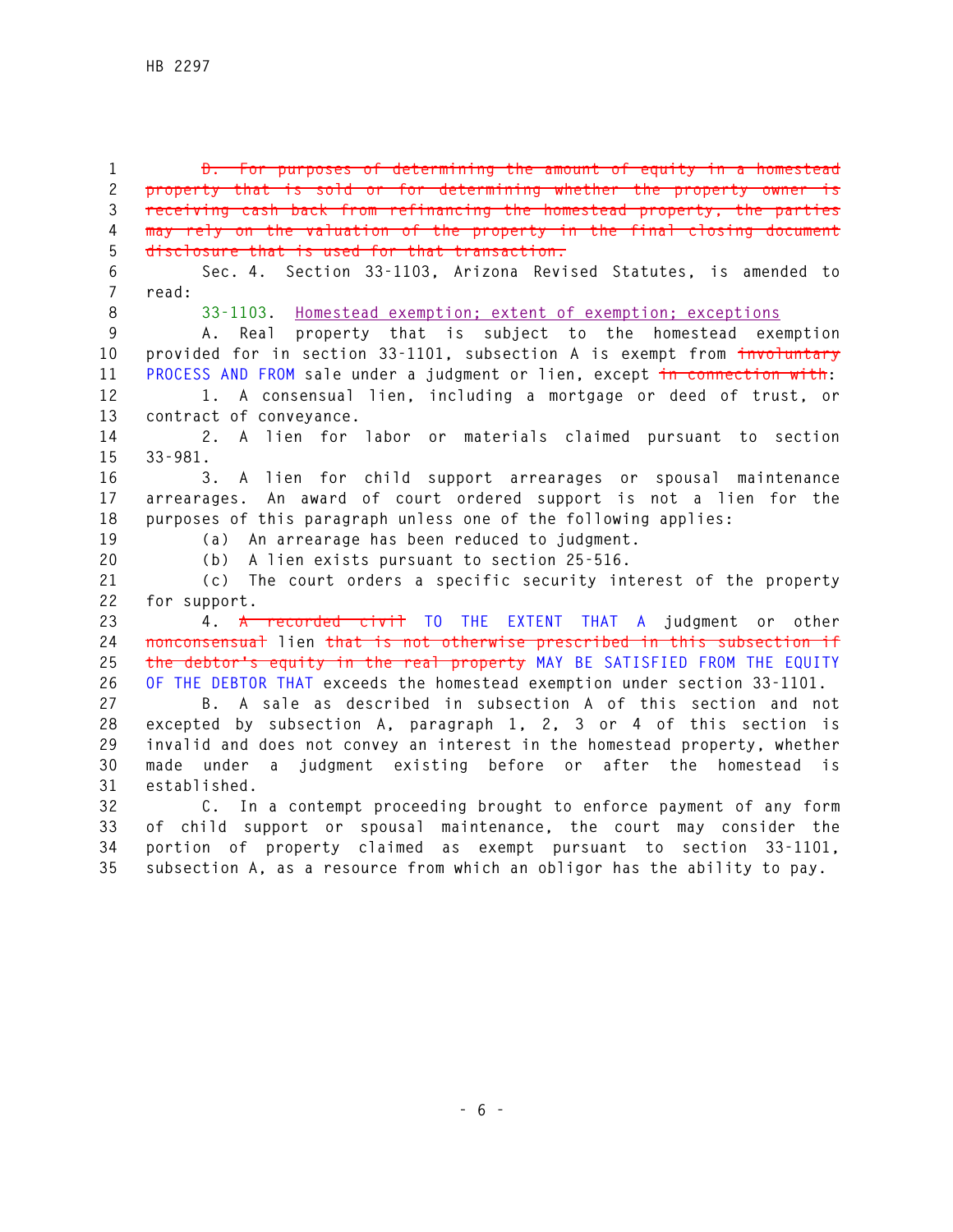~~D. For purposes of determining the amount of equity in a homestead property that is sold or for determining whether the property owner is receiving cash back from refinancing the homestead property, the parties may rely on the valuation of the property in the final closing document disclosure that is used for that transaction.~~

Sec. 4. Section 33-1103, Arizona Revised Statutes, is amended to read:

33-1103. Homestead exemption; extent of exemption; exceptions

A. Real property that is subject to the homestead exemption provided for in section 33-1101, subsection A is exempt from ~~involuntary~~ PROCESS AND FROM sale under a judgment or lien, except ~~in connection with~~:

1. A consensual lien, including a mortgage or deed of trust, or contract of conveyance.

2. A lien for labor or materials claimed pursuant to section 33-981.

3. A lien for child support arrearages or spousal maintenance arrearages. An award of court ordered support is not a lien for the purposes of this paragraph unless one of the following applies:

(a) An arrearage has been reduced to judgment.

(b) A lien exists pursuant to section 25-516.

(c) The court orders a specific security interest of the property for support.

4. ~~A recorded civil~~ TO THE EXTENT THAT A judgment or other ~~nonconsensual~~ lien ~~that is not otherwise prescribed in this subsection if the debtor's equity in the real property~~ MAY BE SATISFIED FROM THE EQUITY OF THE DEBTOR THAT exceeds the homestead exemption under section 33-1101.

B. A sale as described in subsection A of this section and not excepted by subsection A, paragraph 1, 2, 3 or 4 of this section is invalid and does not convey an interest in the homestead property, whether made under a judgment existing before or after the homestead is established.

C. In a contempt proceeding brought to enforce payment of any form of child support or spousal maintenance, the court may consider the portion of property claimed as exempt pursuant to section 33-1101, subsection A, as a resource from which an obligor has the ability to pay.